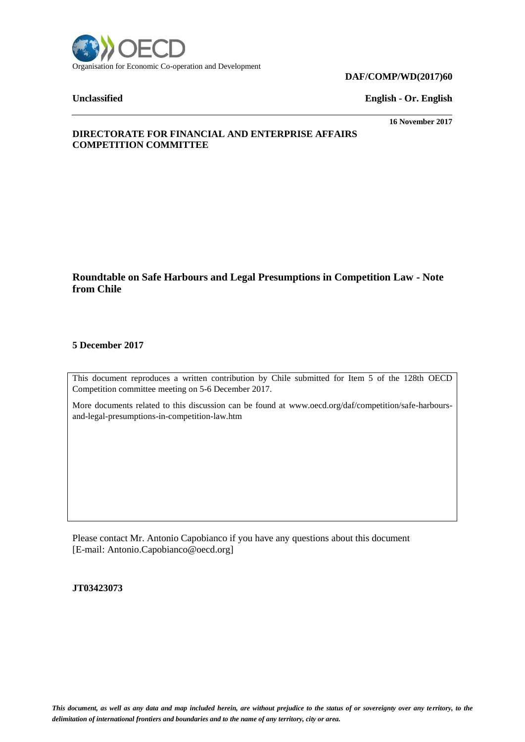Organisation for Economic Co-operation and Development

**DAF/COMP/WD(2017)60**

**Unclassified** **English - Or. English**

**16 November 2017**

**DIRECTORATE FOR FINANCIAL AND ENTERPRISE AFFAIRS**
**COMPETITION COMMITTEE**

# Roundtable on Safe Harbours and Legal Presumptions in Competition Law - Note from Chile

**5 December 2017**

This document reproduces a written contribution by Chile submitted for Item 5 of the 128th OECD Competition committee meeting on 5-6 December 2017.

More documents related to this discussion can be found at www.oecd.org/daf/competition/safe-harbours-and-legal-presumptions-in-competition-law.htm

Please contact Mr. Antonio Capobianco if you have any questions about this document [E-mail: Antonio.Capobianco@oecd.org]

**JT03423073**

*This document, as well as any data and map included herein, are without prejudice to the status of or sovereignty over any territory, to the delimitation of international frontiers and boundaries and to the name of any territory, city or area.*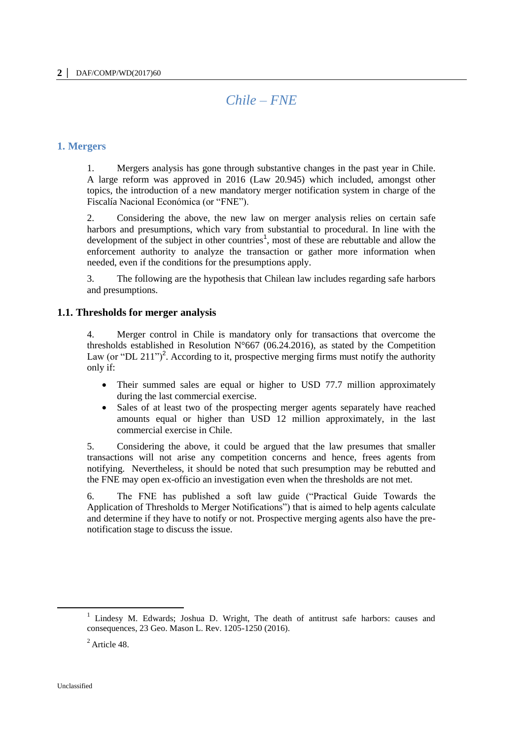# Chile – FNE

## 1. Mergers

1. Mergers analysis has gone through substantive changes in the past year in Chile. A large reform was approved in 2016 (Law 20.945) which included, amongst other topics, the introduction of a new mandatory merger notification system in charge of the Fiscalía Nacional Económica (or "FNE").

2. Considering the above, the new law on merger analysis relies on certain safe harbors and presumptions, which vary from substantial to procedural. In line with the development of the subject in other countries[1], most of these are rebuttable and allow the enforcement authority to analyze the transaction or gather more information when needed, even if the conditions for the presumptions apply.

3. The following are the hypothesis that Chilean law includes regarding safe harbors and presumptions.

### 1.1. Thresholds for merger analysis

4. Merger control in Chile is mandatory only for transactions that overcome the thresholds established in Resolution N°667 (06.24.2016), as stated by the Competition Law (or "DL 211")[2]. According to it, prospective merging firms must notify the authority only if:

- Their summed sales are equal or higher to USD 77.7 million approximately during the last commercial exercise.
- Sales of at least two of the prospecting merger agents separately have reached amounts equal or higher than USD 12 million approximately, in the last commercial exercise in Chile.

5. Considering the above, it could be argued that the law presumes that smaller transactions will not arise any competition concerns and hence, frees agents from notifying. Nevertheless, it should be noted that such presumption may be rebutted and the FNE may open ex-officio an investigation even when the thresholds are not met.

6. The FNE has published a soft law guide ("Practical Guide Towards the Application of Thresholds to Merger Notifications") that is aimed to help agents calculate and determine if they have to notify or not. Prospective merging agents also have the pre-notification stage to discuss the issue.

---

[1] Lindesy M. Edwards; Joshua D. Wright, The death of antitrust safe harbors: causes and consequences, 23 Geo. Mason L. Rev. 1205-1250 (2016).

[2] Article 48.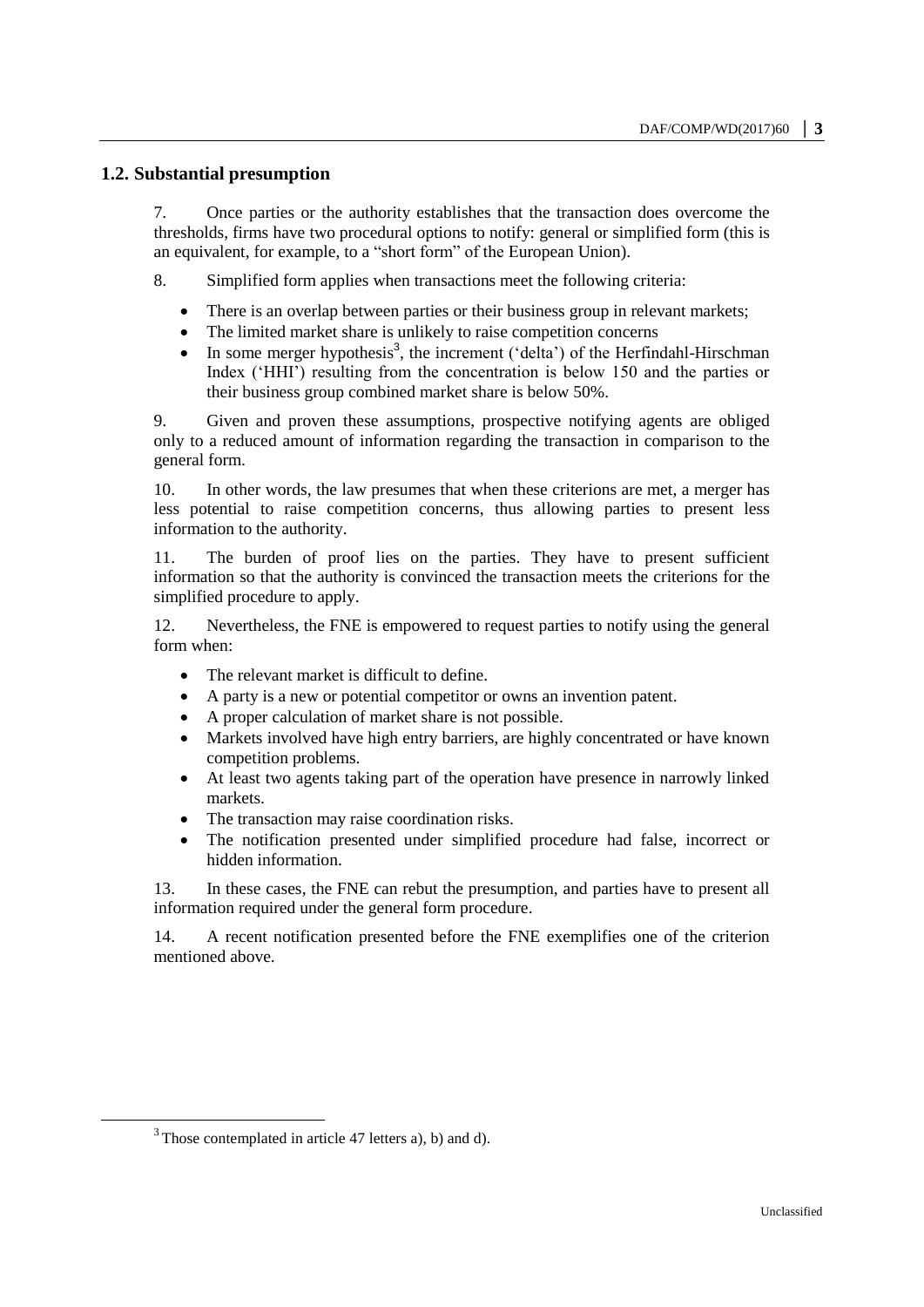## 1.2. Substantial presumption

7. Once parties or the authority establishes that the transaction does overcome the thresholds, firms have two procedural options to notify: general or simplified form (this is an equivalent, for example, to a "short form" of the European Union).

8. Simplified form applies when transactions meet the following criteria:

- There is an overlap between parties or their business group in relevant markets;
- The limited market share is unlikely to raise competition concerns
- In some merger hypothesis[3], the increment ('delta') of the Herfindahl-Hirschman Index ('HHI') resulting from the concentration is below 150 and the parties or their business group combined market share is below 50%.

9. Given and proven these assumptions, prospective notifying agents are obliged only to a reduced amount of information regarding the transaction in comparison to the general form.

10. In other words, the law presumes that when these criterions are met, a merger has less potential to raise competition concerns, thus allowing parties to present less information to the authority.

11. The burden of proof lies on the parties. They have to present sufficient information so that the authority is convinced the transaction meets the criterions for the simplified procedure to apply.

12. Nevertheless, the FNE is empowered to request parties to notify using the general form when:

- The relevant market is difficult to define.
- A party is a new or potential competitor or owns an invention patent.
- A proper calculation of market share is not possible.
- Markets involved have high entry barriers, are highly concentrated or have known competition problems.
- At least two agents taking part of the operation have presence in narrowly linked markets.
- The transaction may raise coordination risks.
- The notification presented under simplified procedure had false, incorrect or hidden information.

13. In these cases, the FNE can rebut the presumption, and parties have to present all information required under the general form procedure.

14. A recent notification presented before the FNE exemplifies one of the criterion mentioned above.

[3] Those contemplated in article 47 letters a), b) and d).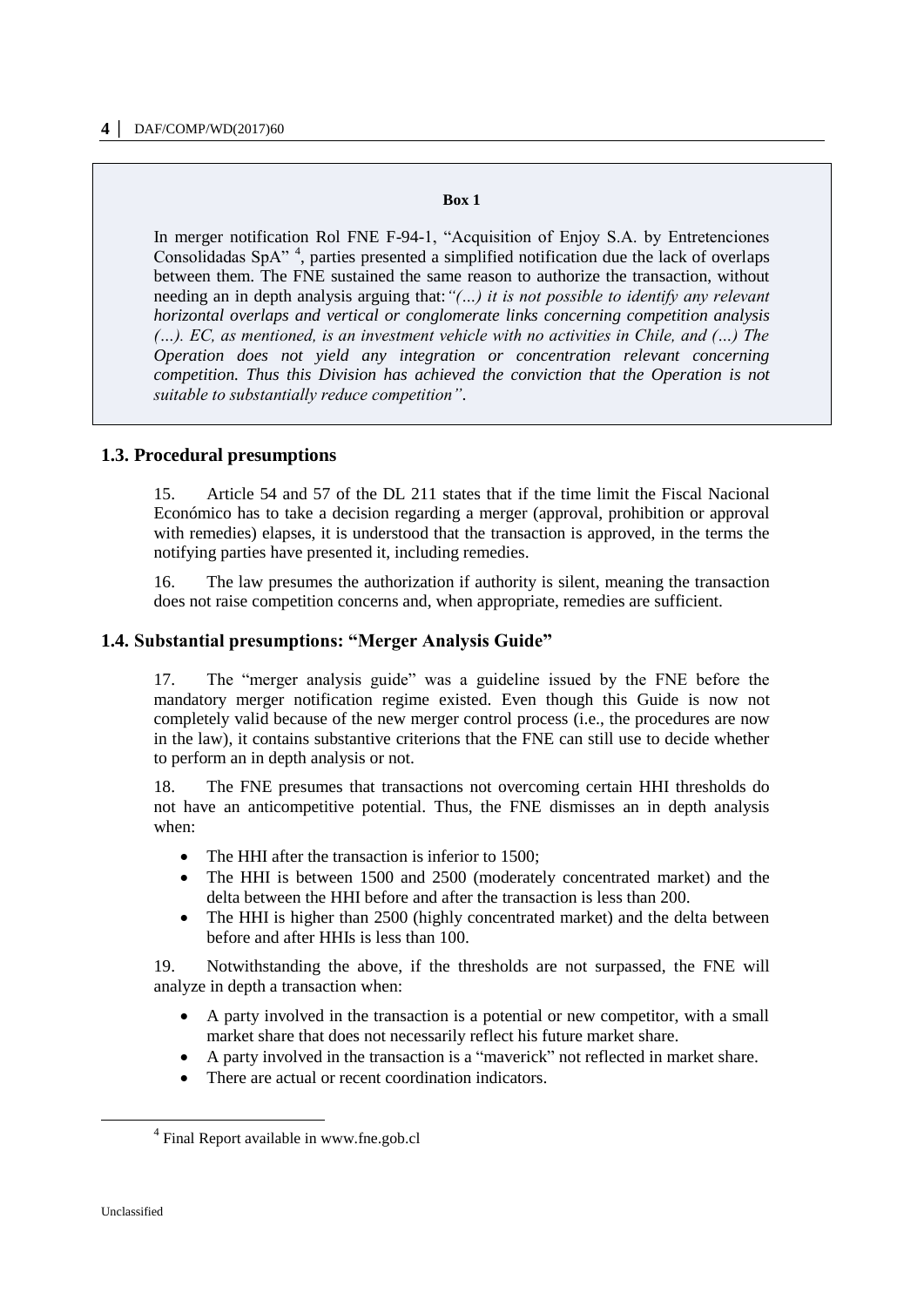**Box 1**

In merger notification Rol FNE F-94-1, "Acquisition of Enjoy S.A. by Entretenciones Consolidadas SpA" [4], parties presented a simplified notification due the lack of overlaps between them. The FNE sustained the same reason to authorize the transaction, without needing an in depth analysis arguing that: *"(…) it is not possible to identify any relevant horizontal overlaps and vertical or conglomerate links concerning competition analysis (…). EC, as mentioned, is an investment vehicle with no activities in Chile, and (…) The Operation does not yield any integration or concentration relevant concerning competition. Thus this Division has achieved the conviction that the Operation is not suitable to substantially reduce competition"*.

### 1.3. Procedural presumptions

15. Article 54 and 57 of the DL 211 states that if the time limit the Fiscal Nacional Económico has to take a decision regarding a merger (approval, prohibition or approval with remedies) elapses, it is understood that the transaction is approved, in the terms the notifying parties have presented it, including remedies.

16. The law presumes the authorization if authority is silent, meaning the transaction does not raise competition concerns and, when appropriate, remedies are sufficient.

### 1.4. Substantial presumptions: "Merger Analysis Guide"

17. The "merger analysis guide" was a guideline issued by the FNE before the mandatory merger notification regime existed. Even though this Guide is now not completely valid because of the new merger control process (i.e., the procedures are now in the law), it contains substantive criterions that the FNE can still use to decide whether to perform an in depth analysis or not.

18. The FNE presumes that transactions not overcoming certain HHI thresholds do not have an anticompetitive potential. Thus, the FNE dismisses an in depth analysis when:

- The HHI after the transaction is inferior to 1500;
- The HHI is between 1500 and 2500 (moderately concentrated market) and the delta between the HHI before and after the transaction is less than 200.
- The HHI is higher than 2500 (highly concentrated market) and the delta between before and after HHIs is less than 100.

19. Notwithstanding the above, if the thresholds are not surpassed, the FNE will analyze in depth a transaction when:

- A party involved in the transaction is a potential or new competitor, with a small market share that does not necessarily reflect his future market share.
- A party involved in the transaction is a "maverick" not reflected in market share.
- There are actual or recent coordination indicators.

[4] Final Report available in www.fne.gob.cl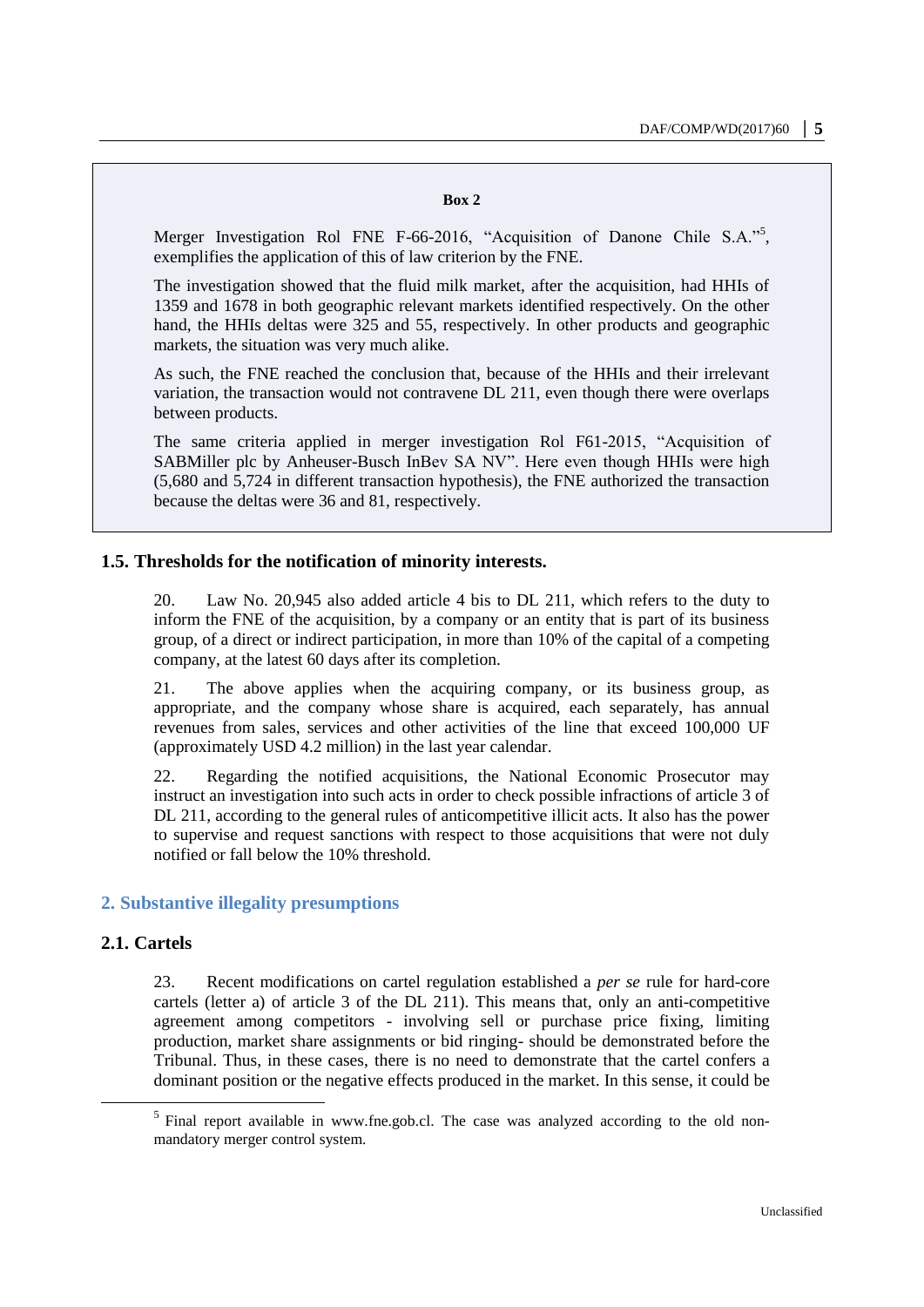**Box 2**

Merger Investigation Rol FNE F-66-2016, "Acquisition of Danone Chile S.A."[5], exemplifies the application of this of law criterion by the FNE.

The investigation showed that the fluid milk market, after the acquisition, had HHIs of 1359 and 1678 in both geographic relevant markets identified respectively. On the other hand, the HHIs deltas were 325 and 55, respectively. In other products and geographic markets, the situation was very much alike.

As such, the FNE reached the conclusion that, because of the HHIs and their irrelevant variation, the transaction would not contravene DL 211, even though there were overlaps between products.

The same criteria applied in merger investigation Rol F61-2015, "Acquisition of SABMiller plc by Anheuser-Busch InBev SA NV". Here even though HHIs were high (5,680 and 5,724 in different transaction hypothesis), the FNE authorized the transaction because the deltas were 36 and 81, respectively.

### 1.5. Thresholds for the notification of minority interests.

20. Law No. 20,945 also added article 4 bis to DL 211, which refers to the duty to inform the FNE of the acquisition, by a company or an entity that is part of its business group, of a direct or indirect participation, in more than 10% of the capital of a competing company, at the latest 60 days after its completion.

21. The above applies when the acquiring company, or its business group, as appropriate, and the company whose share is acquired, each separately, has annual revenues from sales, services and other activities of the line that exceed 100,000 UF (approximately USD 4.2 million) in the last year calendar.

22. Regarding the notified acquisitions, the National Economic Prosecutor may instruct an investigation into such acts in order to check possible infractions of article 3 of DL 211, according to the general rules of anticompetitive illicit acts. It also has the power to supervise and request sanctions with respect to those acquisitions that were not duly notified or fall below the 10% threshold.

## 2. Substantive illegality presumptions

### 2.1. Cartels

23. Recent modifications on cartel regulation established a *per se* rule for hard-core cartels (letter a) of article 3 of the DL 211). This means that, only an anti-competitive agreement among competitors - involving sell or purchase price fixing, limiting production, market share assignments or bid ringing- should be demonstrated before the Tribunal. Thus, in these cases, there is no need to demonstrate that the cartel confers a dominant position or the negative effects produced in the market. In this sense, it could be

[5] Final report available in www.fne.gob.cl. The case was analyzed according to the old non-mandatory merger control system.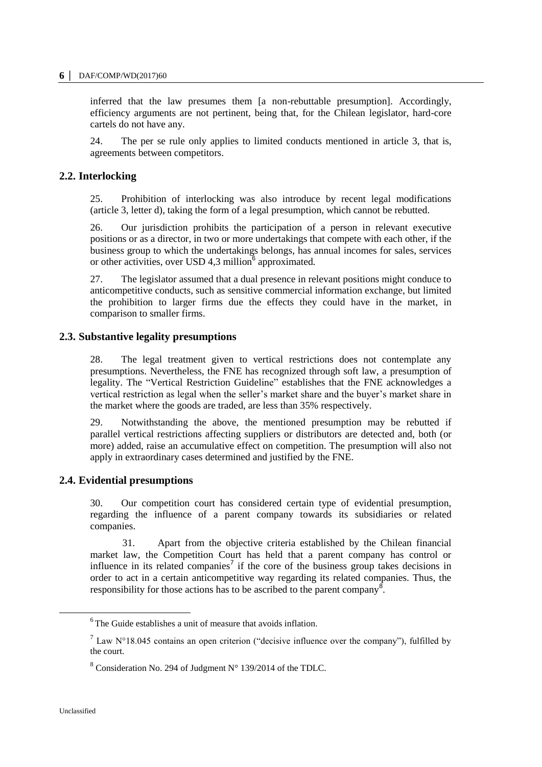inferred that the law presumes them [a non-rebuttable presumption]. Accordingly, efficiency arguments are not pertinent, being that, for the Chilean legislator, hard-core cartels do not have any.

24. The per se rule only applies to limited conducts mentioned in article 3, that is, agreements between competitors.

## 2.2. Interlocking

25. Prohibition of interlocking was also introduce by recent legal modifications (article 3, letter d), taking the form of a legal presumption, which cannot be rebutted.

26. Our jurisdiction prohibits the participation of a person in relevant executive positions or as a director, in two or more undertakings that compete with each other, if the business group to which the undertakings belongs, has annual incomes for sales, services or other activities, over USD 4,3 million[6] approximated.

27. The legislator assumed that a dual presence in relevant positions might conduce to anticompetitive conducts, such as sensitive commercial information exchange, but limited the prohibition to larger firms due the effects they could have in the market, in comparison to smaller firms.

## 2.3. Substantive legality presumptions

28. The legal treatment given to vertical restrictions does not contemplate any presumptions. Nevertheless, the FNE has recognized through soft law, a presumption of legality. The "Vertical Restriction Guideline" establishes that the FNE acknowledges a vertical restriction as legal when the seller's market share and the buyer's market share in the market where the goods are traded, are less than 35% respectively.

29. Notwithstanding the above, the mentioned presumption may be rebutted if parallel vertical restrictions affecting suppliers or distributors are detected and, both (or more) added, raise an accumulative effect on competition. The presumption will also not apply in extraordinary cases determined and justified by the FNE.

## 2.4. Evidential presumptions

30. Our competition court has considered certain type of evidential presumption, regarding the influence of a parent company towards its subsidiaries or related companies.

31. Apart from the objective criteria established by the Chilean financial market law, the Competition Court has held that a parent company has control or influence in its related companies[7] if the core of the business group takes decisions in order to act in a certain anticompetitive way regarding its related companies. Thus, the responsibility for those actions has to be ascribed to the parent company[8].

---

[6] The Guide establishes a unit of measure that avoids inflation.

[7] Law N°18.045 contains an open criterion ("decisive influence over the company"), fulfilled by the court.

[8] Consideration No. 294 of Judgment N° 139/2014 of the TDLC.